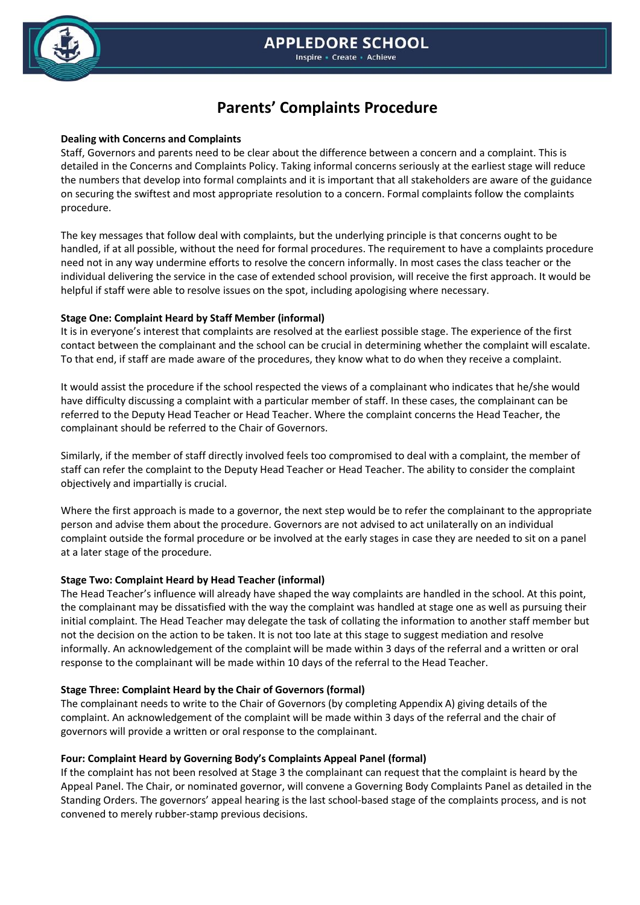# Parents' Complaints Procedure

**Dealing with Concerns and Complaints**

Staff, Governors and parents need to be clear about the difference between a concern and a complaint. This is detailed in the Concerns and Complaints Policy. Taking informal concerns seriously at the earliest stage will reduce the numbers that develop into formal complaints and it is important that all stakeholders are aware of the guidance on securing the swiftest and most appropriate resolution to a concern. Formal complaints follow the complaints procedure.

The key messages that follow deal with complaints, but the underlying principle is that concerns ought to be handled, if at all possible, without the need for formal procedures. The requirement to have a complaints procedure need not in any way undermine efforts to resolve the concern informally. In most cases the class teacher or the individual delivering the service in the case of extended school provision, will receive the first approach. It would be helpful if staff were able to resolve issues on the spot, including apologising where necessary.

**Stage One: Complaint Heard by Staff Member (informal)**

It is in everyone's interest that complaints are resolved at the earliest possible stage. The experience of the first contact between the complainant and the school can be crucial in determining whether the complaint will escalate. To that end, if staff are made aware of the procedures, they know what to do when they receive a complaint.

It would assist the procedure if the school respected the views of a complainant who indicates that he/she would have difficulty discussing a complaint with a particular member of staff. In these cases, the complainant can be referred to the Deputy Head Teacher or Head Teacher. Where the complaint concerns the Head Teacher, the complainant should be referred to the Chair of Governors.

Similarly, if the member of staff directly involved feels too compromised to deal with a complaint, the member of staff can refer the complaint to the Deputy Head Teacher or Head Teacher. The ability to consider the complaint objectively and impartially is crucial.

Where the first approach is made to a governor, the next step would be to refer the complainant to the appropriate person and advise them about the procedure. Governors are not advised to act unilaterally on an individual complaint outside the formal procedure or be involved at the early stages in case they are needed to sit on a panel at a later stage of the procedure.

**Stage Two: Complaint Heard by Head Teacher (informal)**

The Head Teacher's influence will already have shaped the way complaints are handled in the school. At this point, the complainant may be dissatisfied with the way the complaint was handled at stage one as well as pursuing their initial complaint. The Head Teacher may delegate the task of collating the information to another staff member but not the decision on the action to be taken. It is not too late at this stage to suggest mediation and resolve informally. An acknowledgement of the complaint will be made within 3 days of the referral and a written or oral response to the complainant will be made within 10 days of the referral to the Head Teacher.

**Stage Three: Complaint Heard by the Chair of Governors (formal)**

The complainant needs to write to the Chair of Governors (by completing Appendix A) giving details of the complaint. An acknowledgement of the complaint will be made within 3 days of the referral and the chair of governors will provide a written or oral response to the complainant.

**Four: Complaint Heard by Governing Body's Complaints Appeal Panel (formal)**

If the complaint has not been resolved at Stage 3 the complainant can request that the complaint is heard by the Appeal Panel. The Chair, or nominated governor, will convene a Governing Body Complaints Panel as detailed in the Standing Orders. The governors' appeal hearing is the last school-based stage of the complaints process, and is not convened to merely rubber-stamp previous decisions.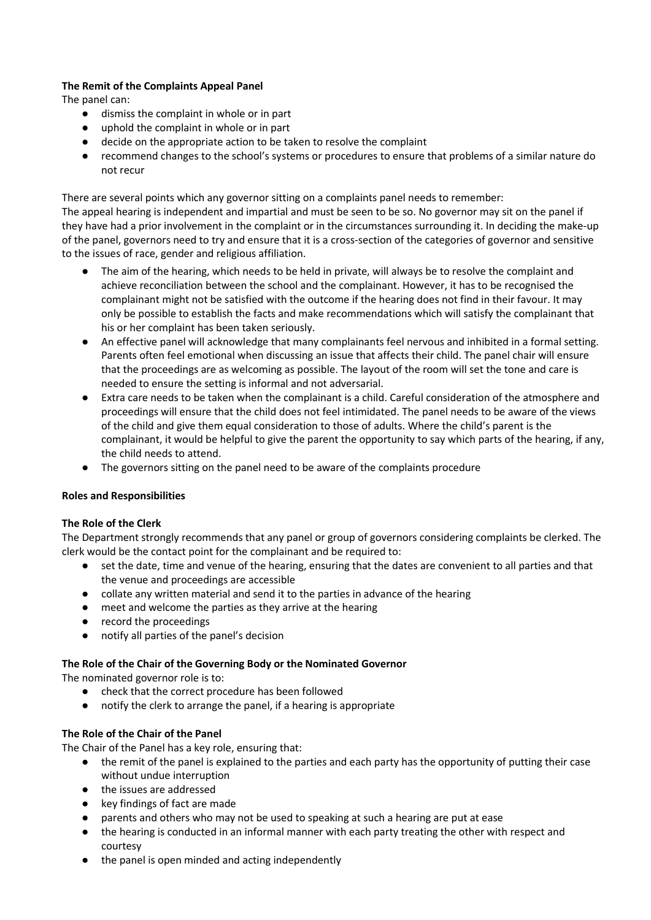**The Remit of the Complaints Appeal Panel**

The panel can:

- dismiss the complaint in whole or in part
- uphold the complaint in whole or in part
- decide on the appropriate action to be taken to resolve the complaint
- recommend changes to the school's systems or procedures to ensure that problems of a similar nature do not recur

There are several points which any governor sitting on a complaints panel needs to remember:

The appeal hearing is independent and impartial and must be seen to be so. No governor may sit on the panel if they have had a prior involvement in the complaint or in the circumstances surrounding it. In deciding the make-up of the panel, governors need to try and ensure that it is a cross-section of the categories of governor and sensitive to the issues of race, gender and religious affiliation.

- The aim of the hearing, which needs to be held in private, will always be to resolve the complaint and achieve reconciliation between the school and the complainant. However, it has to be recognised the complainant might not be satisfied with the outcome if the hearing does not find in their favour. It may only be possible to establish the facts and make recommendations which will satisfy the complainant that his or her complaint has been taken seriously.
- An effective panel will acknowledge that many complainants feel nervous and inhibited in a formal setting. Parents often feel emotional when discussing an issue that affects their child. The panel chair will ensure that the proceedings are as welcoming as possible. The layout of the room will set the tone and care is needed to ensure the setting is informal and not adversarial.
- Extra care needs to be taken when the complainant is a child. Careful consideration of the atmosphere and proceedings will ensure that the child does not feel intimidated. The panel needs to be aware of the views of the child and give them equal consideration to those of adults. Where the child's parent is the complainant, it would be helpful to give the parent the opportunity to say which parts of the hearing, if any, the child needs to attend.
- The governors sitting on the panel need to be aware of the complaints procedure

**Roles and Responsibilities**

**The Role of the Clerk**

The Department strongly recommends that any panel or group of governors considering complaints be clerked. The clerk would be the contact point for the complainant and be required to:

- set the date, time and venue of the hearing, ensuring that the dates are convenient to all parties and that the venue and proceedings are accessible
- collate any written material and send it to the parties in advance of the hearing
- meet and welcome the parties as they arrive at the hearing
- record the proceedings
- notify all parties of the panel's decision

**The Role of the Chair of the Governing Body or the Nominated Governor**

The nominated governor role is to:

- check that the correct procedure has been followed
- notify the clerk to arrange the panel, if a hearing is appropriate

**The Role of the Chair of the Panel**

The Chair of the Panel has a key role, ensuring that:

- the remit of the panel is explained to the parties and each party has the opportunity of putting their case without undue interruption
- the issues are addressed
- key findings of fact are made
- parents and others who may not be used to speaking at such a hearing are put at ease
- the hearing is conducted in an informal manner with each party treating the other with respect and courtesy
- the panel is open minded and acting independently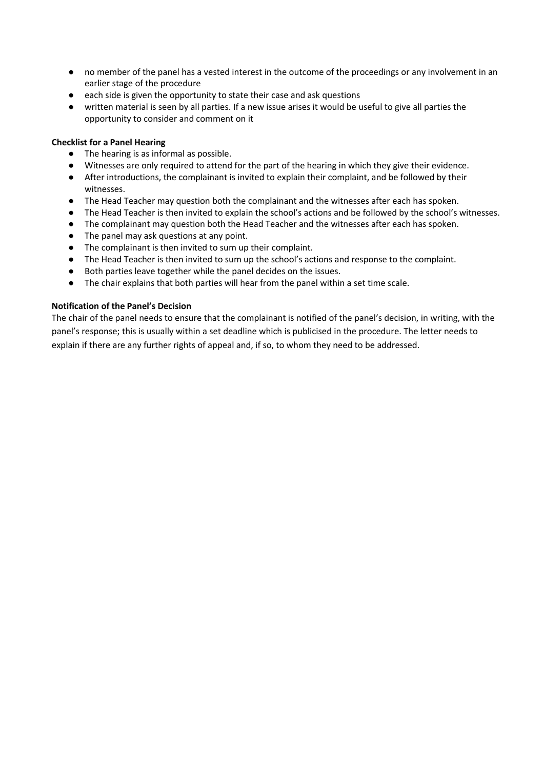- no member of the panel has a vested interest in the outcome of the proceedings or any involvement in an earlier stage of the procedure
- each side is given the opportunity to state their case and ask questions
- written material is seen by all parties. If a new issue arises it would be useful to give all parties the opportunity to consider and comment on it

**Checklist for a Panel Hearing**

- The hearing is as informal as possible.
- Witnesses are only required to attend for the part of the hearing in which they give their evidence.
- After introductions, the complainant is invited to explain their complaint, and be followed by their witnesses.
- The Head Teacher may question both the complainant and the witnesses after each has spoken.
- The Head Teacher is then invited to explain the school's actions and be followed by the school's witnesses.
- The complainant may question both the Head Teacher and the witnesses after each has spoken.
- The panel may ask questions at any point.
- The complainant is then invited to sum up their complaint.
- The Head Teacher is then invited to sum up the school's actions and response to the complaint.
- Both parties leave together while the panel decides on the issues.
- The chair explains that both parties will hear from the panel within a set time scale.

**Notification of the Panel's Decision**

The chair of the panel needs to ensure that the complainant is notified of the panel's decision, in writing, with the panel's response; this is usually within a set deadline which is publicised in the procedure. The letter needs to explain if there are any further rights of appeal and, if so, to whom they need to be addressed.